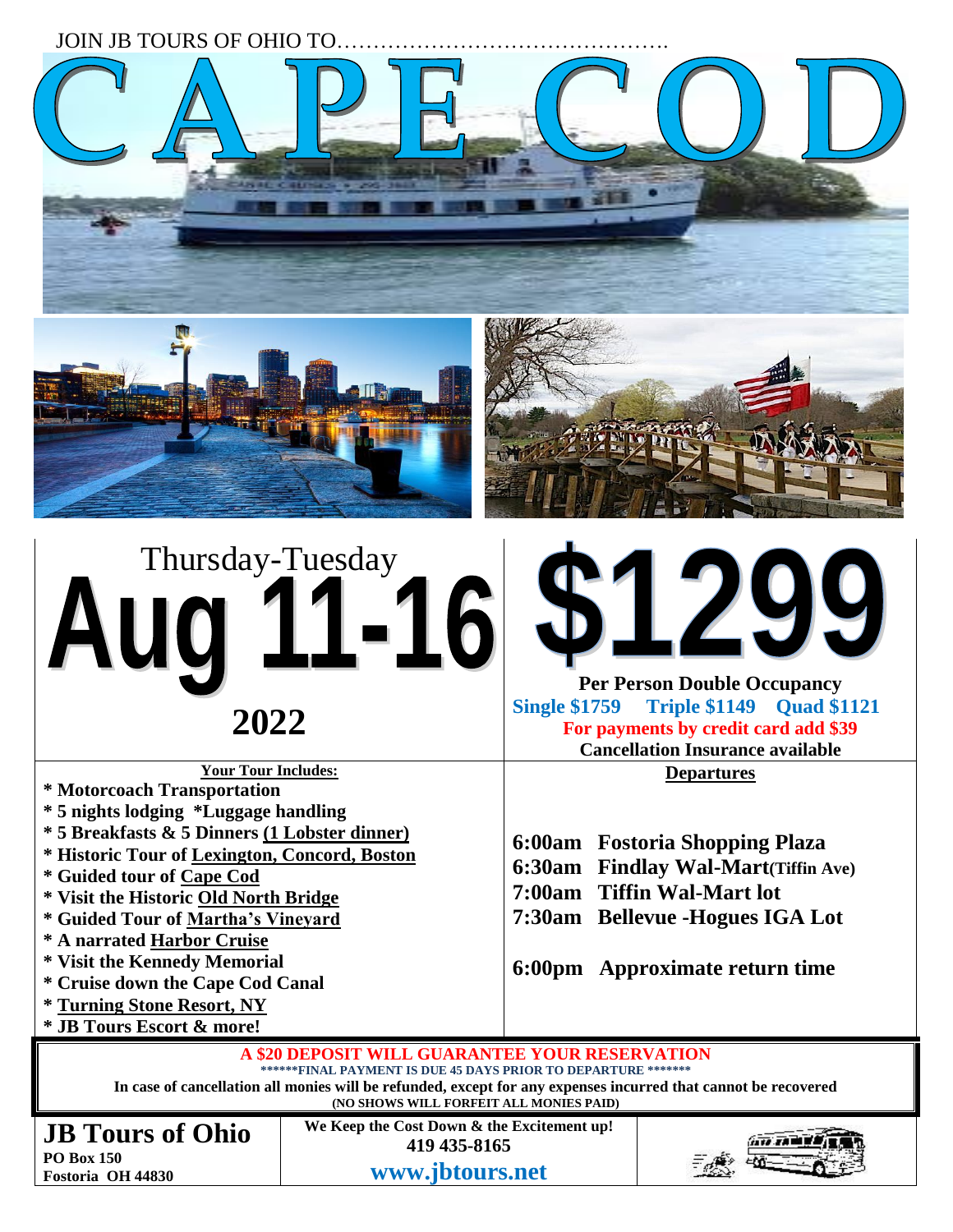JOIN JB TOURS OF OHIO TO……………………………………….

# CAPE COD

Thursday-Tuesday

# Aug 11-16

## 2022

# $1299

**Per Person Double Occupancy**

**Single $1759 Triple $1149 Quad $1121**

**For payments by credit card add $39**

**Cancellation Insurance available**

**Your Tour Includes:**

- **Motorcoach Transportation**
- **5 nights lodging** *Luggage handling
- **5 Breakfasts & 5 Dinners (1 Lobster dinner)**
- **Historic Tour of Lexington, Concord, Boston**
- **Guided tour of Cape Cod**
- **Visit the Historic Old North Bridge**
- **Guided Tour of Martha's Vineyard**
- **A narrated Harbor Cruise**
- **Visit the Kennedy Memorial**
- **Cruise down the Cape Cod Canal**
- **Turning Stone Resort, NY**
- **JB Tours Escort & more!**

**Departures**

**6:00am Fostoria Shopping Plaza**
**6:30am Findlay Wal-Mart(Tiffin Ave)**
**7:00am Tiffin Wal-Mart lot**
**7:30am Bellevue -Hogues IGA Lot**

**6:00pm Approximate return time**

**A $20 DEPOSIT WILL GUARANTEE YOUR RESERVATION**

******FINAL PAYMENT IS DUE 45 DAYS PRIOR TO DEPARTURE *******

**In case of cancellation all monies will be refunded, except for any expenses incurred that cannot be recovered**

**(NO SHOWS WILL FORFEIT ALL MONIES PAID)**

**JB Tours of Ohio**
**PO Box 150**
**Fostoria OH 44830**

**We Keep the Cost Down & the Excitement up!**
**419 435-8165**
**www.jbtours.net**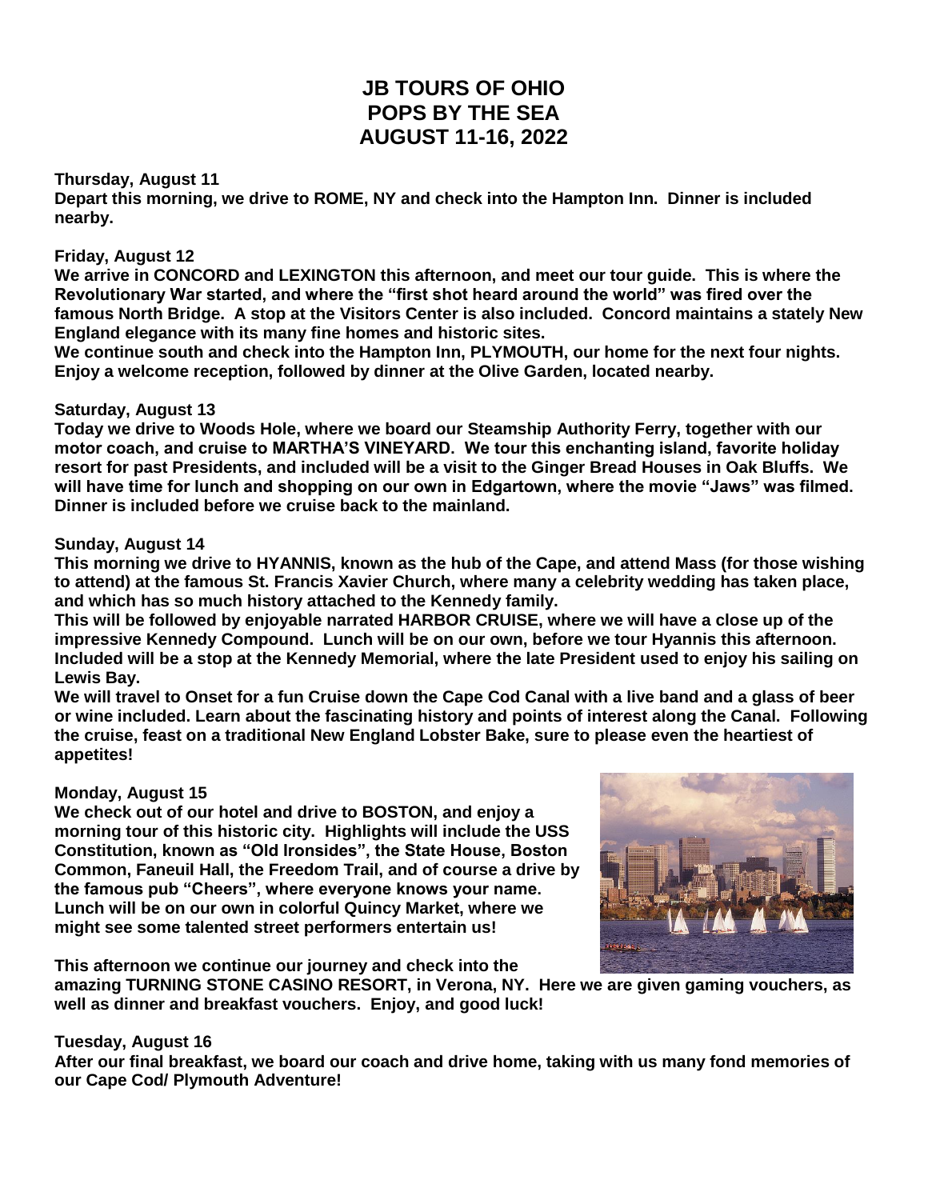# JB TOURS OF OHIO
# POPS BY THE SEA
# AUGUST 11-16, 2022

**Thursday, August 11**

**Depart this morning, we drive to ROME, NY and check into the Hampton Inn. Dinner is included nearby.**

**Friday, August 12**

**We arrive in CONCORD and LEXINGTON this afternoon, and meet our tour guide. This is where the Revolutionary War started, and where the "first shot heard around the world" was fired over the famous North Bridge. A stop at the Visitors Center is also included. Concord maintains a stately New England elegance with its many fine homes and historic sites.**

**We continue south and check into the Hampton Inn, PLYMOUTH, our home for the next four nights. Enjoy a welcome reception, followed by dinner at the Olive Garden, located nearby.**

**Saturday, August 13**

**Today we drive to Woods Hole, where we board our Steamship Authority Ferry, together with our motor coach, and cruise to MARTHA'S VINEYARD. We tour this enchanting island, favorite holiday resort for past Presidents, and included will be a visit to the Ginger Bread Houses in Oak Bluffs. We will have time for lunch and shopping on our own in Edgartown, where the movie "Jaws" was filmed. Dinner is included before we cruise back to the mainland.**

**Sunday, August 14**

**This morning we drive to HYANNIS, known as the hub of the Cape, and attend Mass (for those wishing to attend) at the famous St. Francis Xavier Church, where many a celebrity wedding has taken place, and which has so much history attached to the Kennedy family.**

**This will be followed by enjoyable narrated HARBOR CRUISE, where we will have a close up of the impressive Kennedy Compound. Lunch will be on our own, before we tour Hyannis this afternoon. Included will be a stop at the Kennedy Memorial, where the late President used to enjoy his sailing on Lewis Bay.**

**We will travel to Onset for a fun Cruise down the Cape Cod Canal with a live band and a glass of beer or wine included. Learn about the fascinating history and points of interest along the Canal. Following the cruise, feast on a traditional New England Lobster Bake, sure to please even the heartiest of appetites!**

**Monday, August 15**

**We check out of our hotel and drive to BOSTON, and enjoy a morning tour of this historic city. Highlights will include the USS Constitution, known as "Old Ironsides", the State House, Boston Common, Faneuil Hall, the Freedom Trail, and of course a drive by the famous pub "Cheers", where everyone knows your name. Lunch will be on our own in colorful Quincy Market, where we might see some talented street performers entertain us!**

**This afternoon we continue our journey and check into the amazing TURNING STONE CASINO RESORT, in Verona, NY. Here we are given gaming vouchers, as well as dinner and breakfast vouchers. Enjoy, and good luck!**

**Tuesday, August 16**

**After our final breakfast, we board our coach and drive home, taking with us many fond memories of our Cape Cod/ Plymouth Adventure!**